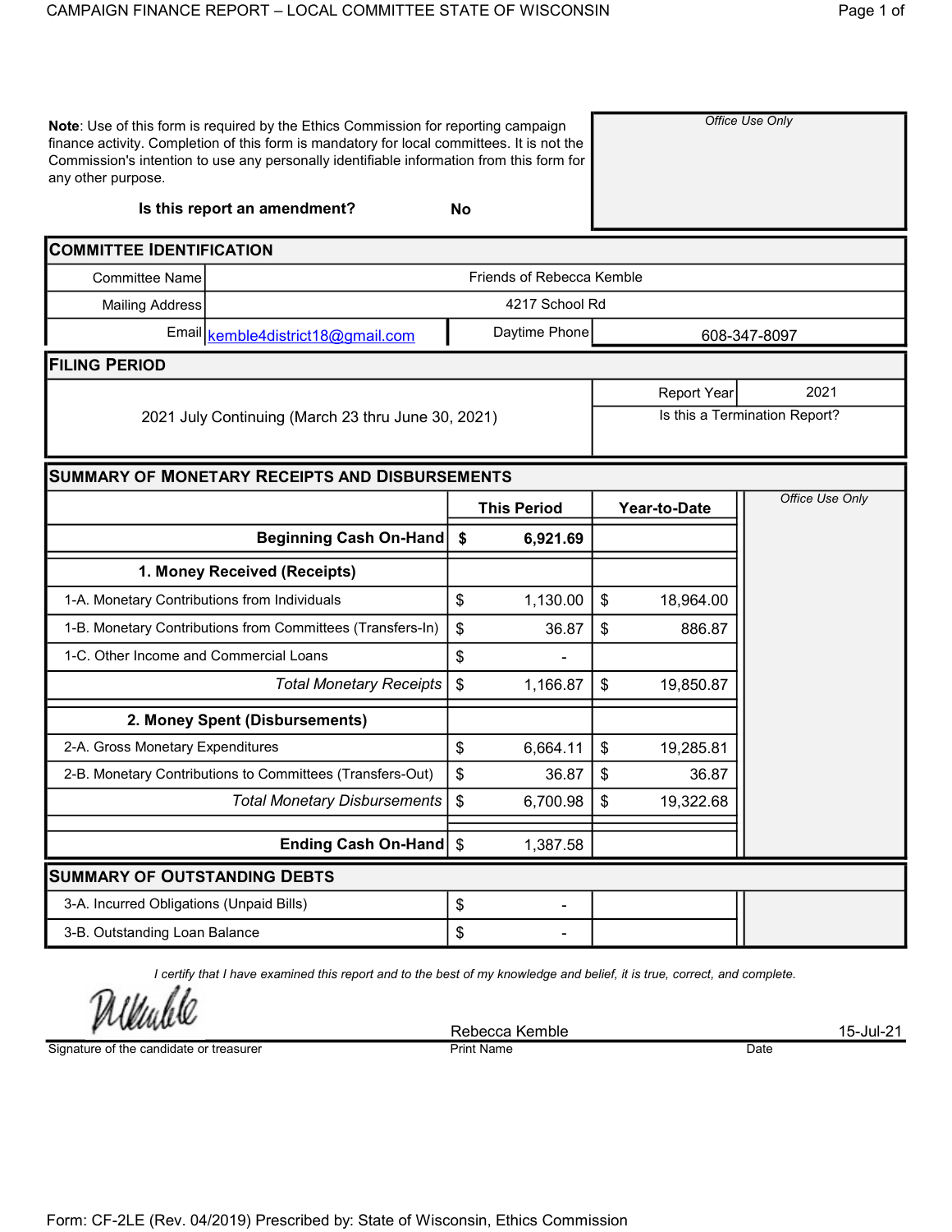# CAMPAIGN FINANCE REPORT – LOCAL COMMITTEE STATE OF WISCONSIN

**Note**: Use of this form is required by the Ethics Commission for reporting campaign finance activity. Completion of this form is mandatory for local committees. It is not the Commission's intention to use any personally identifiable information from this form for any other purpose.

*Office Use Only*

**Is this report an amendment?** **No**

## COMMITTEE IDENTIFICATION

| | |
|---|---|
| Committee Name | Friends of Rebecca Kemble |
| Mailing Address | 4217 School Rd |
| Email | kemble4district18@gmail.com |
| Daytime Phone | 608-347-8097 |

## FILING PERIOD

2021 July Continuing (March 23 thru June 30, 2021)

| | |
|---|---|
| Report Year | 2021 |
| Is this a Termination Report? | |

## SUMMARY OF MONETARY RECEIPTS AND DISBURSEMENTS

| | This Period | Year-to-Date | *Office Use Only* |
|---|---|---|---|
| **Beginning Cash On-Hand** | **$ 6,921.69** | | |
| **1. Money Received (Receipts)** | | | |
| 1-A. Monetary Contributions from Individuals | $ 1,130.00 | $ 18,964.00 | |
| 1-B. Monetary Contributions from Committees (Transfers-In) | $ 36.87 | $ 886.87 | |
| 1-C. Other Income and Commercial Loans | $ - | | |
| *Total Monetary Receipts* | $ 1,166.87 | $ 19,850.87 | |
| **2. Money Spent (Disbursements)** | | | |
| 2-A. Gross Monetary Expenditures | $ 6,664.11 | $ 19,285.81 | |
| 2-B. Monetary Contributions to Committees (Transfers-Out) | $ 36.87 | $ 36.87 | |
| *Total Monetary Disbursements* | $ 6,700.98 | $ 19,322.68 | |
| **Ending Cash On-Hand** | $ 1,387.58 | | |

## SUMMARY OF OUTSTANDING DEBTS

| | | | |
|---|---|---|---|
| 3-A. Incurred Obligations (Unpaid Bills) | $ - | | |
| 3-B. Outstanding Loan Balance | $ - | | |

*I certify that I have examined this report and to the best of my knowledge and belief, it is true, correct, and complete.*

| Signature of the candidate or treasurer | Print Name | Date |
|---|---|---|
| [signature] | Rebecca Kemble | 15-Jul-21 |

Form: CF-2LE (Rev. 04/2019) Prescribed by: State of Wisconsin, Ethics Commission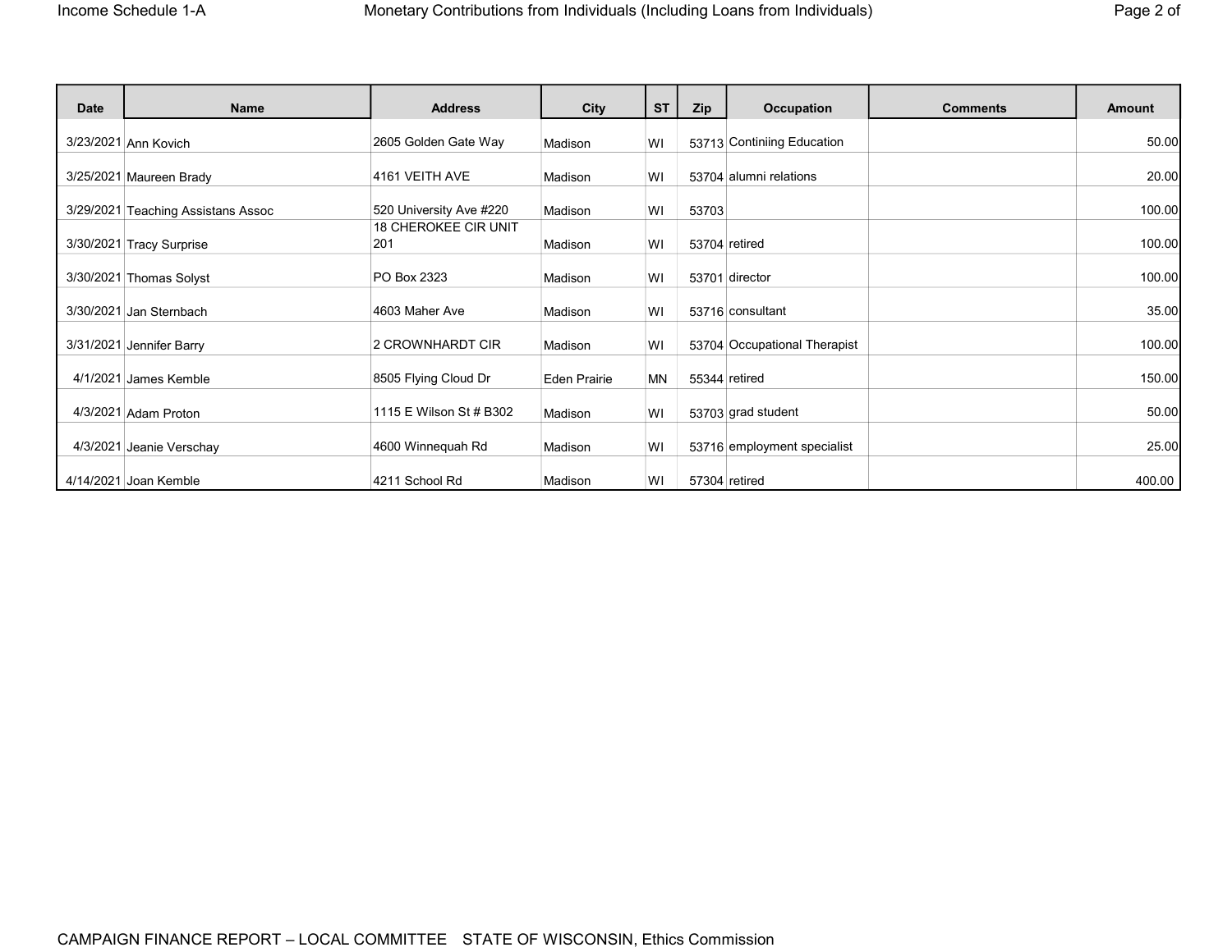| Date | Name | Address | City | ST | Zip | Occupation | Comments | Amount |
|---|---|---|---|---|---|---|---|---|
| 3/23/2021 | Ann Kovich | 2605 Golden Gate Way | Madison | WI | 53713 | Continiing Education | | 50.00 |
| 3/25/2021 | Maureen Brady | 4161 VEITH AVE | Madison | WI | 53704 | alumni relations | | 20.00 |
| 3/29/2021 | Teaching Assistans Assoc | 520 University Ave #220 | Madison | WI | 53703 | | | 100.00 |
| 3/30/2021 | Tracy Surprise | 18 CHEROKEE CIR UNIT 201 | Madison | WI | 53704 | retired | | 100.00 |
| 3/30/2021 | Thomas Solyst | PO Box 2323 | Madison | WI | 53701 | director | | 100.00 |
| 3/30/2021 | Jan Sternbach | 4603 Maher Ave | Madison | WI | 53716 | consultant | | 35.00 |
| 3/31/2021 | Jennifer Barry | 2 CROWNHARDT CIR | Madison | WI | 53704 | Occupational Therapist | | 100.00 |
| 4/1/2021 | James Kemble | 8505 Flying Cloud Dr | Eden Prairie | MN | 55344 | retired | | 150.00 |
| 4/3/2021 | Adam Proton | 1115 E Wilson St # B302 | Madison | WI | 53703 | grad student | | 50.00 |
| 4/3/2021 | Jeanie Verschay | 4600 Winnequah Rd | Madison | WI | 53716 | employment specialist | | 25.00 |
| 4/14/2021 | Joan Kemble | 4211 School Rd | Madison | WI | 57304 | retired | | 400.00 |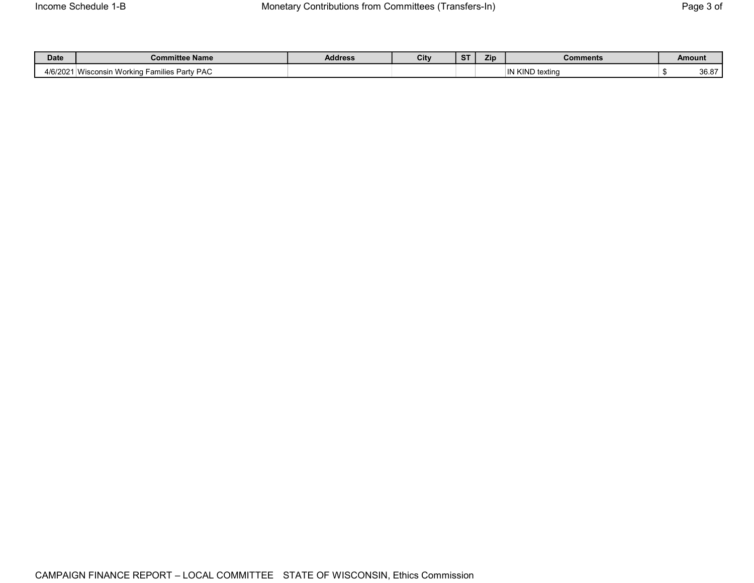Income Schedule 1-B

## Monetary Contributions from Committees (Transfers-In)

| Date | Committee Name | Address | City | ST | Zip | Comments | Amount |
|---|---|---|---|---|---|---|---|
| 4/6/2021 | Wisconsin Working Families Party PAC | | | | | IN KIND texting | $ 36.87 |

CAMPAIGN FINANCE REPORT – LOCAL COMMITTEE STATE OF WISCONSIN, Ethics Commission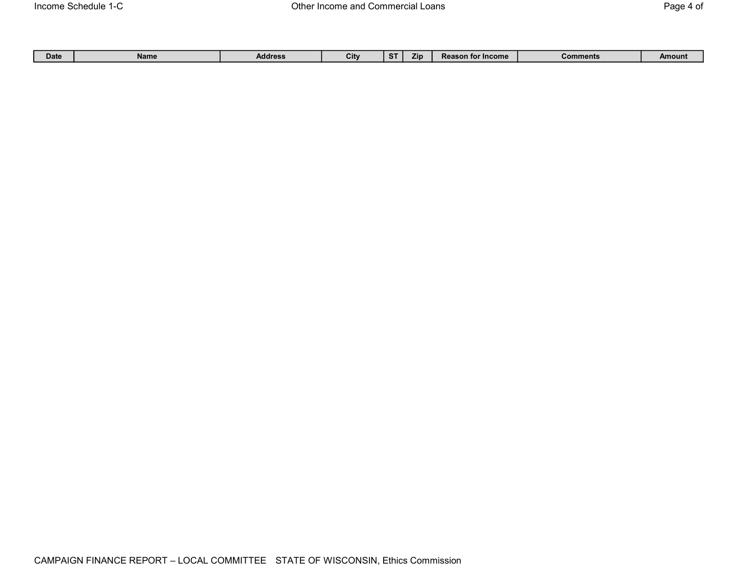Income Schedule 1-C

## Other Income and Commercial Loans

| Date | Name | Address | City | ST | Zip | Reason for Income | Comments | Amount |
|---|---|---|---|---|---|---|---|---|

CAMPAIGN FINANCE REPORT – LOCAL COMMITTEE STATE OF WISCONSIN, Ethics Commission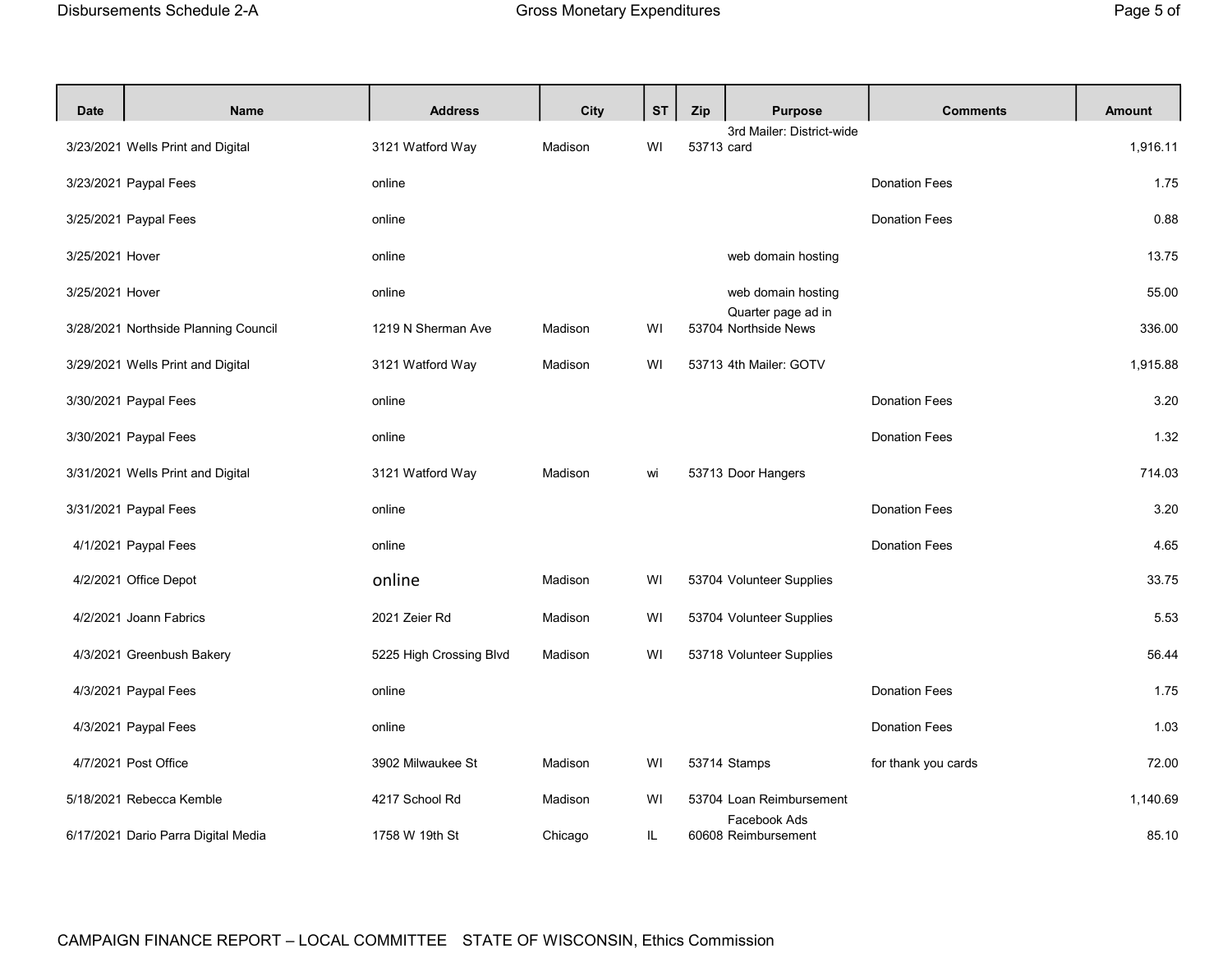| Date | Name | Address | City | ST | Zip | Purpose | Comments | Amount |
|---|---|---|---|---|---|---|---|---|
| 3/23/2021 | Wells Print and Digital | 3121 Watford Way | Madison | WI | 53713 | 3rd Mailer: District-wide card | | 1,916.11 |
| 3/23/2021 | Paypal Fees | online | | | | | Donation Fees | 1.75 |
| 3/25/2021 | Paypal Fees | online | | | | | Donation Fees | 0.88 |
| 3/25/2021 | Hover | online | | | | web domain hosting | | 13.75 |
| 3/25/2021 | Hover | online | | | | web domain hosting | | 55.00 |
| 3/28/2021 | Northside Planning Council | 1219 N Sherman Ave | Madison | WI | 53704 | Quarter page ad in Northside News | | 336.00 |
| 3/29/2021 | Wells Print and Digital | 3121 Watford Way | Madison | WI | 53713 | 4th Mailer: GOTV | | 1,915.88 |
| 3/30/2021 | Paypal Fees | online | | | | | Donation Fees | 3.20 |
| 3/30/2021 | Paypal Fees | online | | | | | Donation Fees | 1.32 |
| 3/31/2021 | Wells Print and Digital | 3121 Watford Way | Madison | wi | 53713 | Door Hangers | | 714.03 |
| 3/31/2021 | Paypal Fees | online | | | | | Donation Fees | 3.20 |
| 4/1/2021 | Paypal Fees | online | | | | | Donation Fees | 4.65 |
| 4/2/2021 | Office Depot | online | Madison | WI | 53704 | Volunteer Supplies | | 33.75 |
| 4/2/2021 | Joann Fabrics | 2021 Zeier Rd | Madison | WI | 53704 | Volunteer Supplies | | 5.53 |
| 4/3/2021 | Greenbush Bakery | 5225 High Crossing Blvd | Madison | WI | 53718 | Volunteer Supplies | | 56.44 |
| 4/3/2021 | Paypal Fees | online | | | | | Donation Fees | 1.75 |
| 4/3/2021 | Paypal Fees | online | | | | | Donation Fees | 1.03 |
| 4/7/2021 | Post Office | 3902 Milwaukee St | Madison | WI | 53714 | Stamps | for thank you cards | 72.00 |
| 5/18/2021 | Rebecca Kemble | 4217 School Rd | Madison | WI | 53704 | Loan Reimbursement | | 1,140.69 |
| 6/17/2021 | Dario Parra Digital Media | 1758 W 19th St | Chicago | IL | 60608 | Facebook Ads Reimbursement | | 85.10 |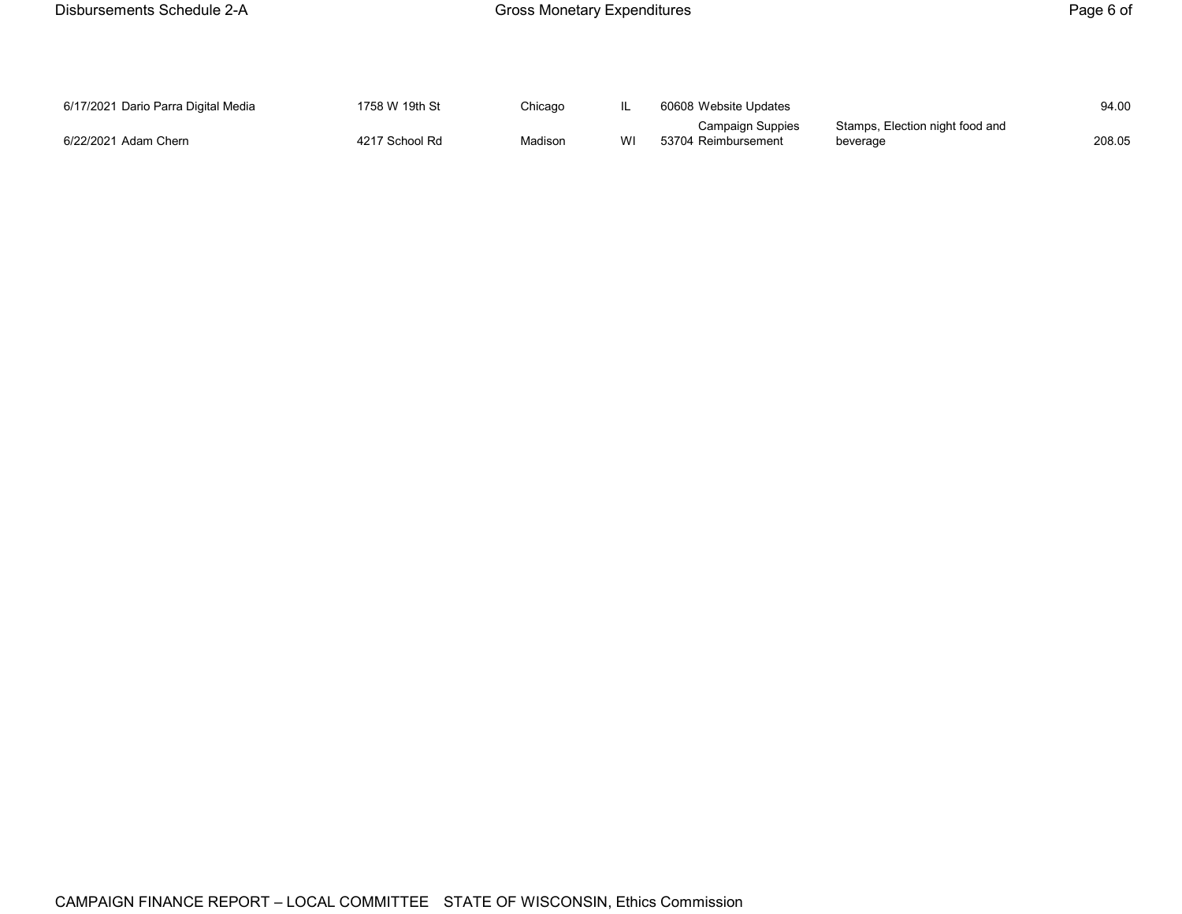| Date | Name | Address | City | State | Zip | Purpose | Description | Amount |
|---|---|---|---|---|---|---|---|---|
| 6/17/2021 | Dario Parra Digital Media | 1758 W 19th St | Chicago | IL | 60608 | Website Updates | | 94.00 |
| 6/22/2021 | Adam Chern | 4217 School Rd | Madison | WI | 53704 | Campaign Suppies Reimbursement | Stamps, Election night food and beverage | 208.05 |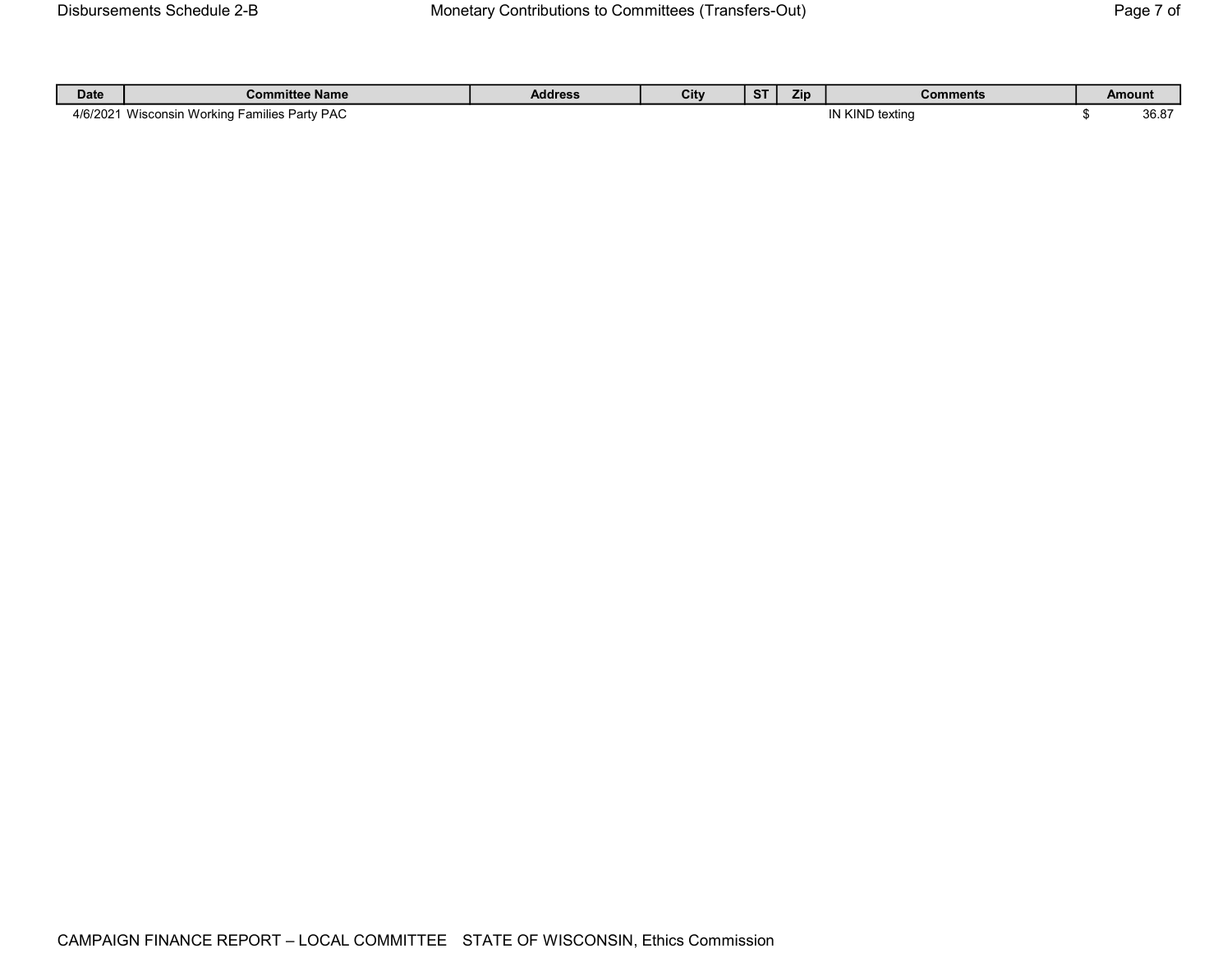| Date | Committee Name | Address | City | ST | Zip | Comments | Amount |
|---|---|---|---|---|---|---|---|
| 4/6/2021 | Wisconsin Working Families Party PAC | | | | | IN KIND texting | $ 36.87 |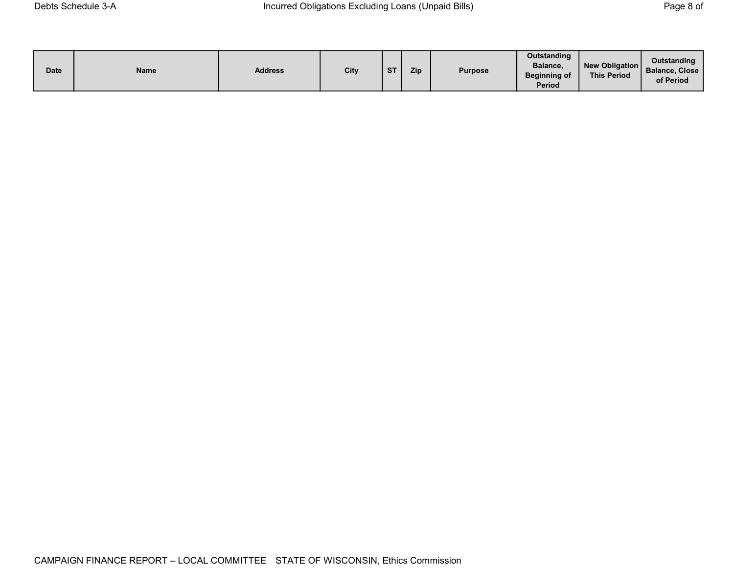## Debts Schedule 3-A

### Incurred Obligations Excluding Loans (Unpaid Bills)

| Date | Name | Address | City | ST | Zip | Purpose | Outstanding Balance, Beginning of Period | New Obligation This Period | Outstanding Balance, Close of Period |
|---|---|---|---|---|---|---|---|---|---|

CAMPAIGN FINANCE REPORT – LOCAL COMMITTEE STATE OF WISCONSIN, Ethics Commission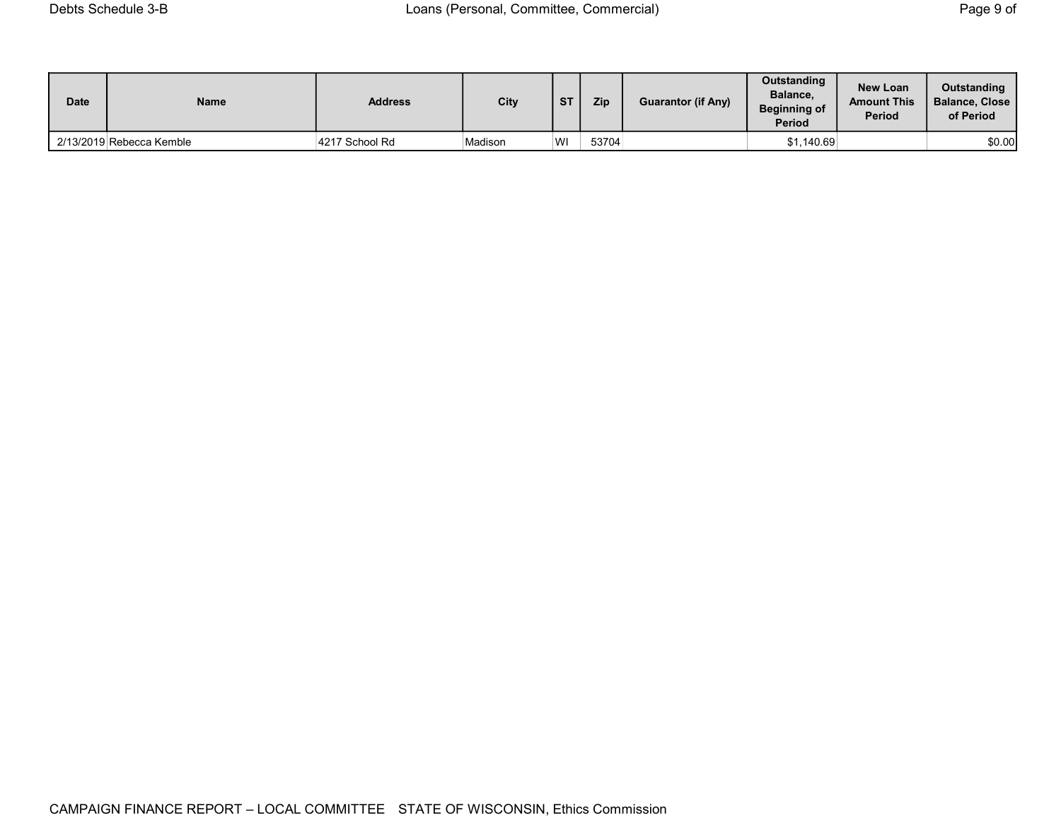| Date | Name | Address | City | ST | Zip | Guarantor (if Any) | Outstanding Balance, Beginning of Period | New Loan Amount This Period | Outstanding Balance, Close of Period |
|---|---|---|---|---|---|---|---|---|---|
| 2/13/2019 | Rebecca Kemble | 4217 School Rd | Madison | WI | 53704 | | $1,140.69 | | $0.00 |